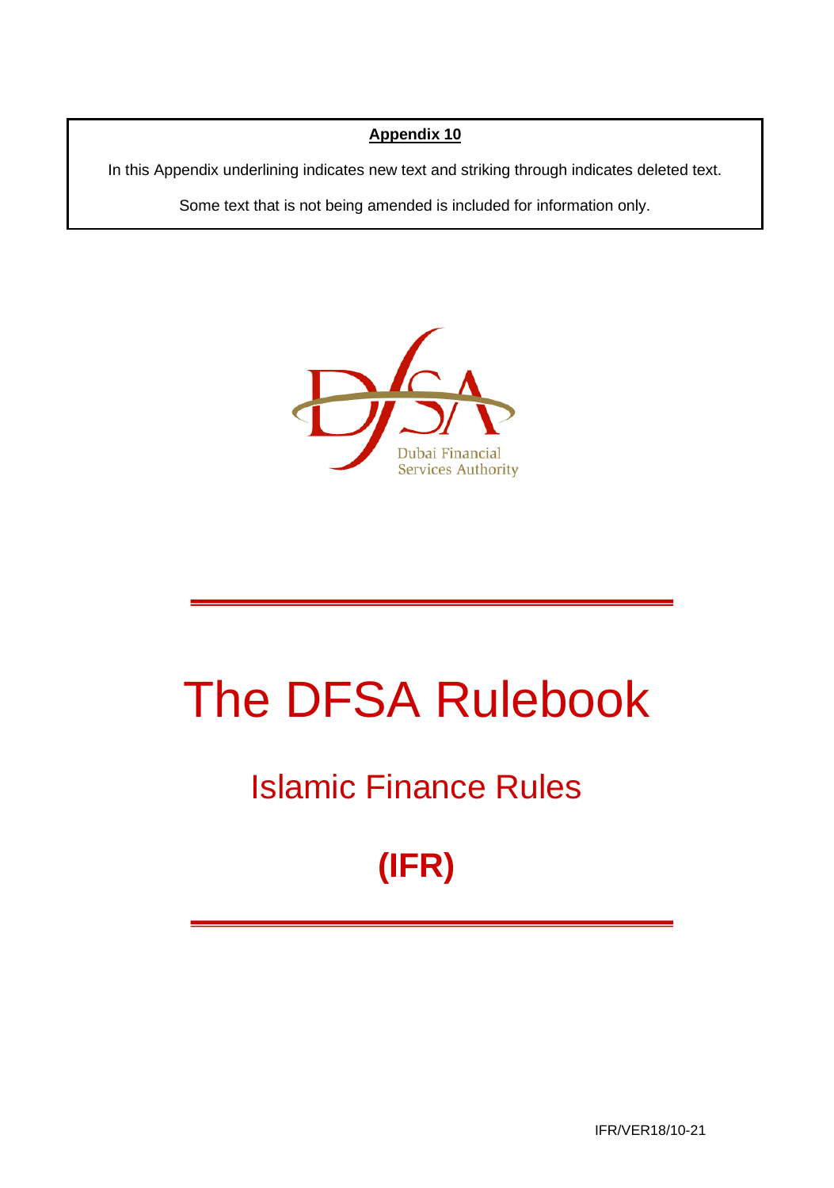**Appendix 10**

In this Appendix underlining indicates new text and striking through indicates deleted text.

Some text that is not being amended is included for information only.

Dubai Financial Services Authority

# The DFSA Rulebook

## Islamic Finance Rules

## (IFR)

IFR/VER18/10-21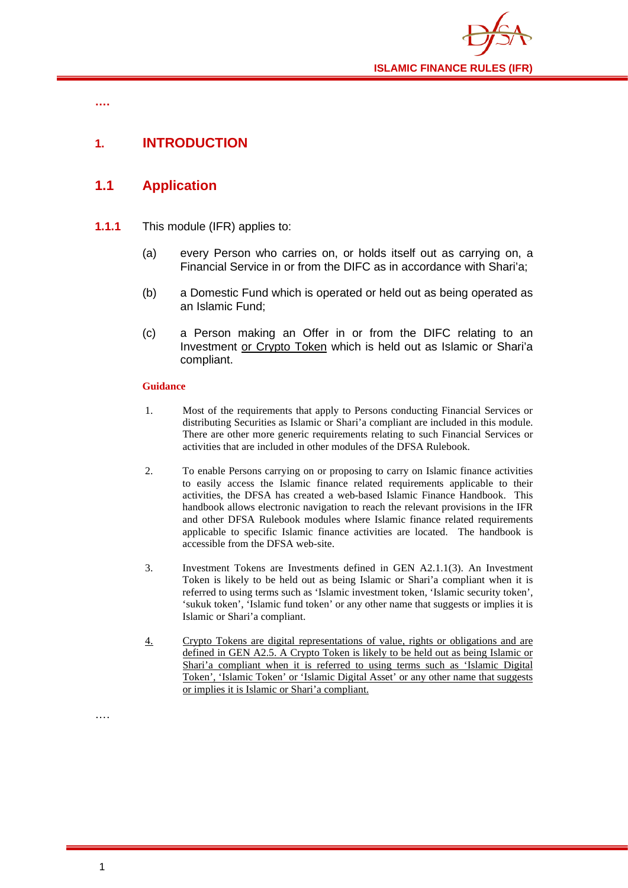….

# 1. INTRODUCTION

## 1.1 Application

**1.1.1** This module (IFR) applies to:

(a) every Person who carries on, or holds itself out as carrying on, a Financial Service in or from the DIFC as in accordance with Shari'a;

(b) a Domestic Fund which is operated or held out as being operated as an Islamic Fund;

(c) a Person making an Offer in or from the DIFC relating to an Investment <u>or Crypto Token</u> which is held out as Islamic or Shari'a compliant.

**Guidance**

1. Most of the requirements that apply to Persons conducting Financial Services or distributing Securities as Islamic or Shari'a compliant are included in this module. There are other more generic requirements relating to such Financial Services or activities that are included in other modules of the DFSA Rulebook.

2. To enable Persons carrying on or proposing to carry on Islamic finance activities to easily access the Islamic finance related requirements applicable to their activities, the DFSA has created a web-based Islamic Finance Handbook. This handbook allows electronic navigation to reach the relevant provisions in the IFR and other DFSA Rulebook modules where Islamic finance related requirements applicable to specific Islamic finance activities are located. The handbook is accessible from the DFSA web-site.

3. Investment Tokens are Investments defined in GEN A2.1.1(3). An Investment Token is likely to be held out as being Islamic or Shari'a compliant when it is referred to using terms such as 'Islamic investment token, 'Islamic security token', 'sukuk token', 'Islamic fund token' or any other name that suggests or implies it is Islamic or Shari'a compliant.

<u>4.</u> <u>Crypto Tokens are digital representations of value, rights or obligations and are defined in GEN A2.5. A Crypto Token is likely to be held out as being Islamic or Shari'a compliant when it is referred to using terms such as 'Islamic Digital Token', 'Islamic Token' or 'Islamic Digital Asset' or any other name that suggests or implies it is Islamic or Shari'a compliant.</u>

….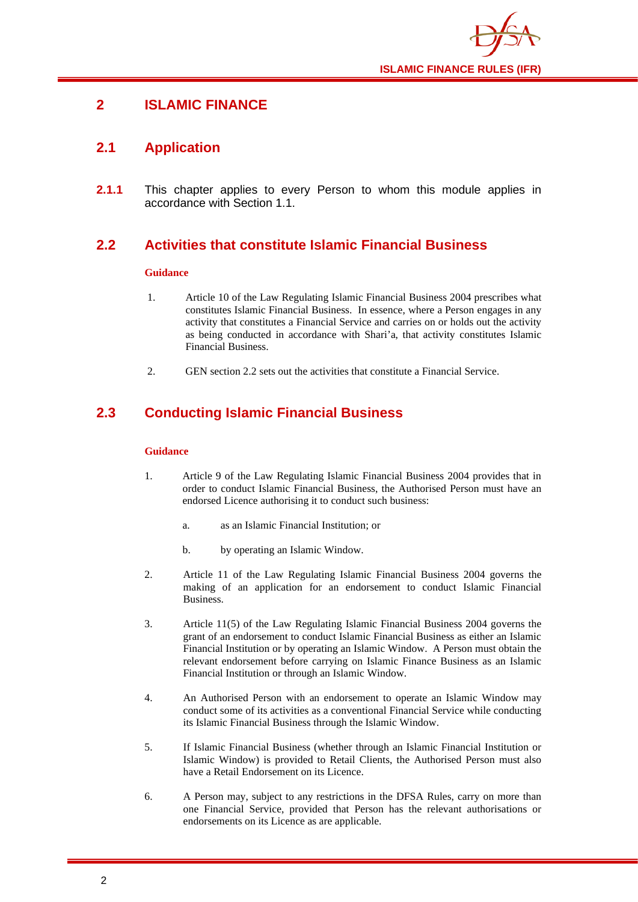# 2 ISLAMIC FINANCE

## 2.1 Application

**2.1.1** This chapter applies to every Person to whom this module applies in accordance with Section 1.1.

## 2.2 Activities that constitute Islamic Financial Business

**Guidance**

1. Article 10 of the Law Regulating Islamic Financial Business 2004 prescribes what constitutes Islamic Financial Business. In essence, where a Person engages in any activity that constitutes a Financial Service and carries on or holds out the activity as being conducted in accordance with Shari'a, that activity constitutes Islamic Financial Business.

2. GEN section 2.2 sets out the activities that constitute a Financial Service.

## 2.3 Conducting Islamic Financial Business

**Guidance**

1. Article 9 of the Law Regulating Islamic Financial Business 2004 provides that in order to conduct Islamic Financial Business, the Authorised Person must have an endorsed Licence authorising it to conduct such business:

   a. as an Islamic Financial Institution; or

   b. by operating an Islamic Window.

2. Article 11 of the Law Regulating Islamic Financial Business 2004 governs the making of an application for an endorsement to conduct Islamic Financial Business.

3. Article 11(5) of the Law Regulating Islamic Financial Business 2004 governs the grant of an endorsement to conduct Islamic Financial Business as either an Islamic Financial Institution or by operating an Islamic Window. A Person must obtain the relevant endorsement before carrying on Islamic Finance Business as an Islamic Financial Institution or through an Islamic Window.

4. An Authorised Person with an endorsement to operate an Islamic Window may conduct some of its activities as a conventional Financial Service while conducting its Islamic Financial Business through the Islamic Window.

5. If Islamic Financial Business (whether through an Islamic Financial Institution or Islamic Window) is provided to Retail Clients, the Authorised Person must also have a Retail Endorsement on its Licence.

6. A Person may, subject to any restrictions in the DFSA Rules, carry on more than one Financial Service, provided that Person has the relevant authorisations or endorsements on its Licence as are applicable.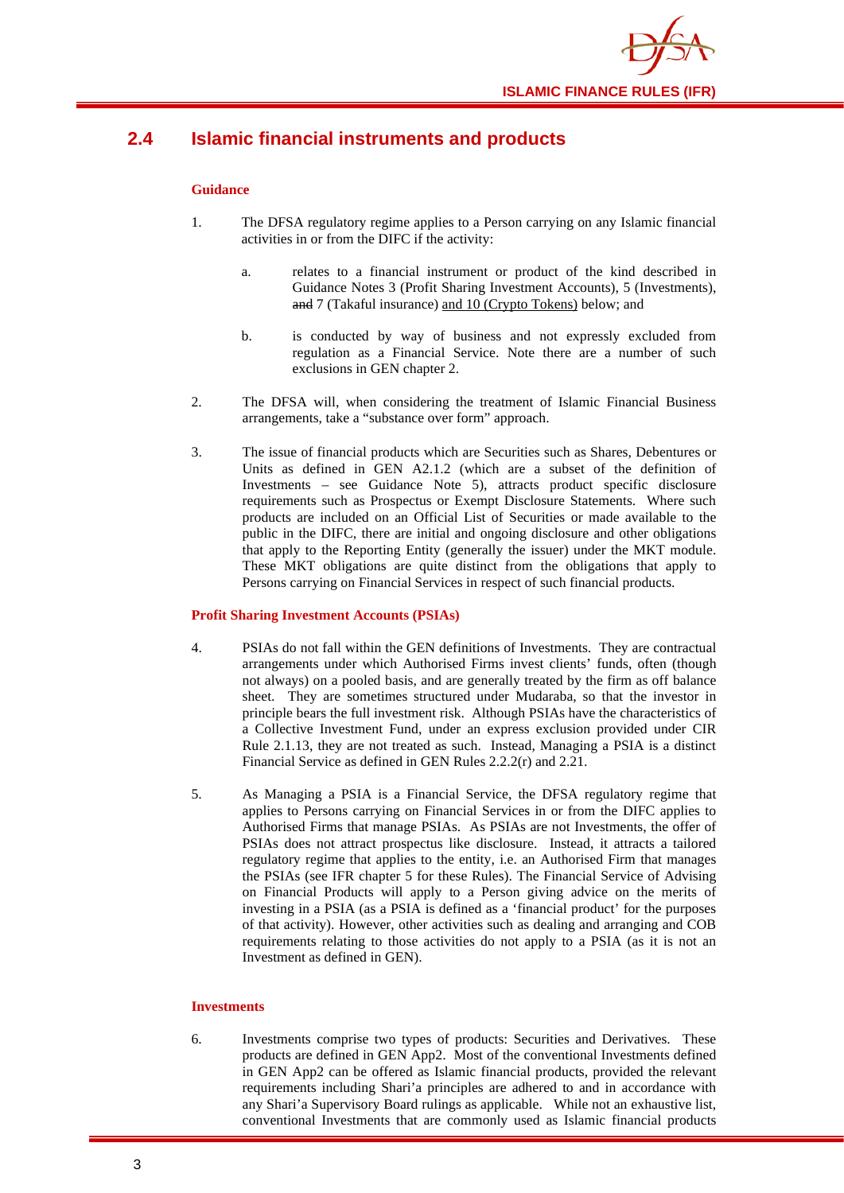## 2.4 Islamic financial instruments and products

**Guidance**

1. The DFSA regulatory regime applies to a Person carrying on any Islamic financial activities in or from the DIFC if the activity:

   a. relates to a financial instrument or product of the kind described in Guidance Notes 3 (Profit Sharing Investment Accounts), 5 (Investments), ~~and~~ 7 (Takaful insurance) and 10 (Crypto Tokens) below; and

   b. is conducted by way of business and not expressly excluded from regulation as a Financial Service. Note there are a number of such exclusions in GEN chapter 2.

2. The DFSA will, when considering the treatment of Islamic Financial Business arrangements, take a "substance over form" approach.

3. The issue of financial products which are Securities such as Shares, Debentures or Units as defined in GEN A2.1.2 (which are a subset of the definition of Investments – see Guidance Note 5), attracts product specific disclosure requirements such as Prospectus or Exempt Disclosure Statements. Where such products are included on an Official List of Securities or made available to the public in the DIFC, there are initial and ongoing disclosure and other obligations that apply to the Reporting Entity (generally the issuer) under the MKT module. These MKT obligations are quite distinct from the obligations that apply to Persons carrying on Financial Services in respect of such financial products.

**Profit Sharing Investment Accounts (PSIAs)**

4. PSIAs do not fall within the GEN definitions of Investments. They are contractual arrangements under which Authorised Firms invest clients' funds, often (though not always) on a pooled basis, and are generally treated by the firm as off balance sheet. They are sometimes structured under Mudaraba, so that the investor in principle bears the full investment risk. Although PSIAs have the characteristics of a Collective Investment Fund, under an express exclusion provided under CIR Rule 2.1.13, they are not treated as such. Instead, Managing a PSIA is a distinct Financial Service as defined in GEN Rules 2.2.2(r) and 2.21.

5. As Managing a PSIA is a Financial Service, the DFSA regulatory regime that applies to Persons carrying on Financial Services in or from the DIFC applies to Authorised Firms that manage PSIAs. As PSIAs are not Investments, the offer of PSIAs does not attract prospectus like disclosure. Instead, it attracts a tailored regulatory regime that applies to the entity, i.e. an Authorised Firm that manages the PSIAs (see IFR chapter 5 for these Rules). The Financial Service of Advising on Financial Products will apply to a Person giving advice on the merits of investing in a PSIA (as a PSIA is defined as a 'financial product' for the purposes of that activity). However, other activities such as dealing and arranging and COB requirements relating to those activities do not apply to a PSIA (as it is not an Investment as defined in GEN).

**Investments**

6. Investments comprise two types of products: Securities and Derivatives. These products are defined in GEN App2. Most of the conventional Investments defined in GEN App2 can be offered as Islamic financial products, provided the relevant requirements including Shari'a principles are adhered to and in accordance with any Shari'a Supervisory Board rulings as applicable. While not an exhaustive list, conventional Investments that are commonly used as Islamic financial products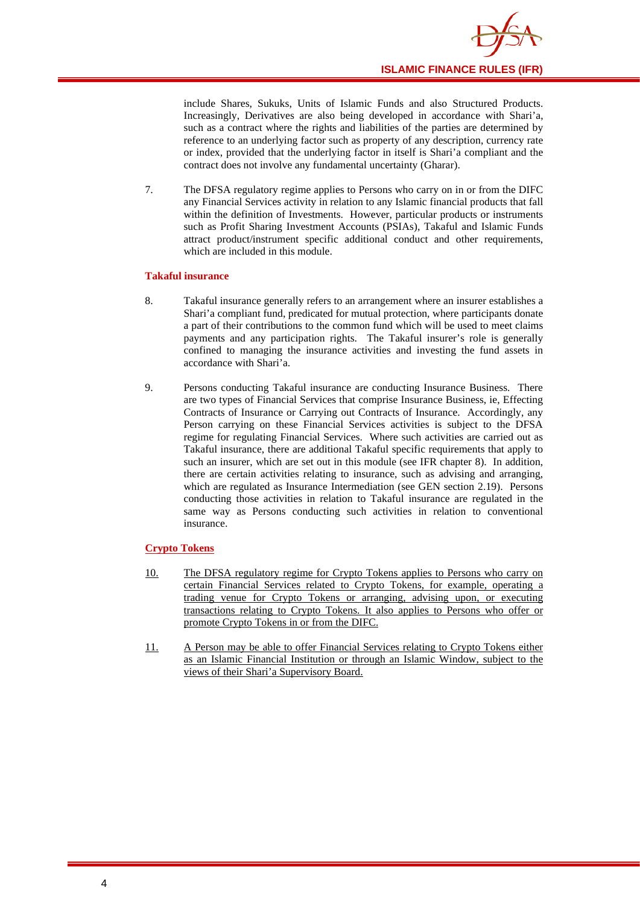include Shares, Sukuks, Units of Islamic Funds and also Structured Products. Increasingly, Derivatives are also being developed in accordance with Shari'a, such as a contract where the rights and liabilities of the parties are determined by reference to an underlying factor such as property of any description, currency rate or index, provided that the underlying factor in itself is Shari'a compliant and the contract does not involve any fundamental uncertainty (Gharar).

7. The DFSA regulatory regime applies to Persons who carry on in or from the DIFC any Financial Services activity in relation to any Islamic financial products that fall within the definition of Investments. However, particular products or instruments such as Profit Sharing Investment Accounts (PSIAs), Takaful and Islamic Funds attract product/instrument specific additional conduct and other requirements, which are included in this module.

**Takaful insurance**

8. Takaful insurance generally refers to an arrangement where an insurer establishes a Shari'a compliant fund, predicated for mutual protection, where participants donate a part of their contributions to the common fund which will be used to meet claims payments and any participation rights. The Takaful insurer's role is generally confined to managing the insurance activities and investing the fund assets in accordance with Shari'a.

9. Persons conducting Takaful insurance are conducting Insurance Business. There are two types of Financial Services that comprise Insurance Business, ie, Effecting Contracts of Insurance or Carrying out Contracts of Insurance. Accordingly, any Person carrying on these Financial Services activities is subject to the DFSA regime for regulating Financial Services. Where such activities are carried out as Takaful insurance, there are additional Takaful specific requirements that apply to such an insurer, which are set out in this module (see IFR chapter 8). In addition, there are certain activities relating to insurance, such as advising and arranging, which are regulated as Insurance Intermediation (see GEN section 2.19). Persons conducting those activities in relation to Takaful insurance are regulated in the same way as Persons conducting such activities in relation to conventional insurance.

**Crypto Tokens**

10. The DFSA regulatory regime for Crypto Tokens applies to Persons who carry on certain Financial Services related to Crypto Tokens, for example, operating a trading venue for Crypto Tokens or arranging, advising upon, or executing transactions relating to Crypto Tokens. It also applies to Persons who offer or promote Crypto Tokens in or from the DIFC.

11. A Person may be able to offer Financial Services relating to Crypto Tokens either as an Islamic Financial Institution or through an Islamic Window, subject to the views of their Shari'a Supervisory Board.